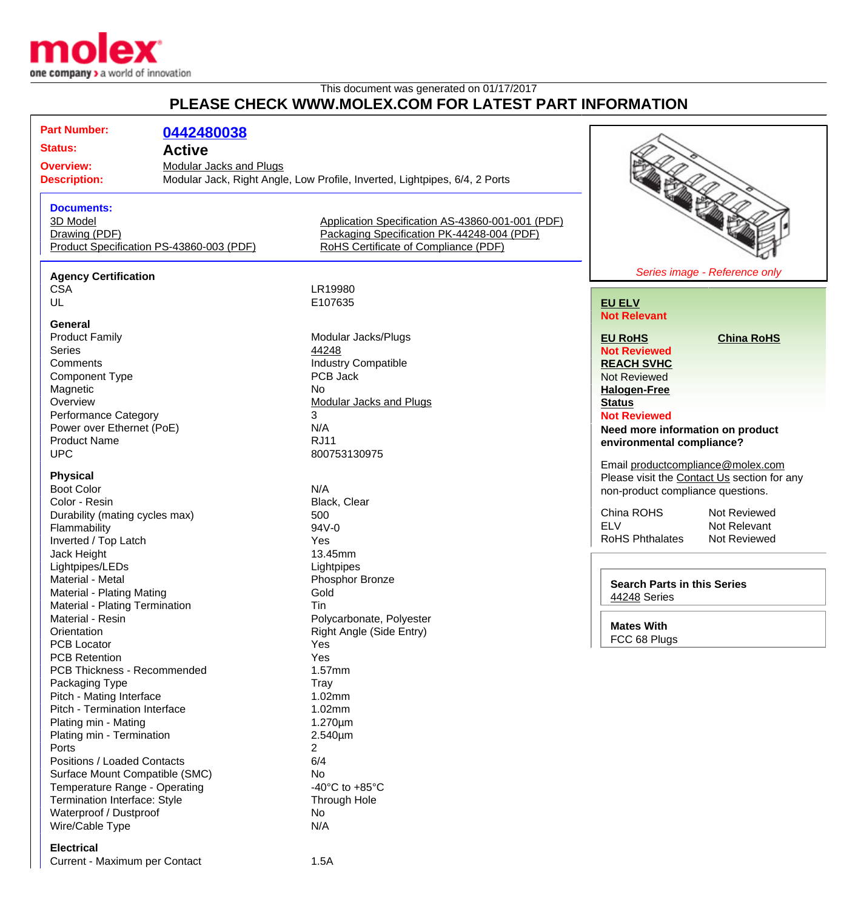This document was generated on 01/17/2017

# PLEASE CHECK WWW.MOLEX.COM FOR LATEST PART INFORMATION

**Part Number:** 0442480038

**Status:** Active

**Overview:** Modular Jacks and Plugs

**Description:** Modular Jack, Right Angle, Low Profile, Inverted, Lightpipes, 6/4, 2 Ports

**Documents:**

- 3D Model
- Drawing (PDF)
- Product Specification PS-43860-003 (PDF)
- Application Specification AS-43860-001-001 (PDF)
- Packaging Specification PK-44248-004 (PDF)
- RoHS Certificate of Compliance (PDF)

### Agency Certification

| | |
|---|---|
| CSA | LR19980 |
| UL | E107635 |

### General

| | |
|---|---|
| Product Family | Modular Jacks/Plugs |
| Series | 44248 |
| Comments | Industry Compatible |
| Component Type | PCB Jack |
| Magnetic | No |
| Overview | Modular Jacks and Plugs |
| Performance Category | 3 |
| Power over Ethernet (PoE) | N/A |
| Product Name | RJ11 |
| UPC | 800753130975 |

### Physical

| | |
|---|---|
| Boot Color | N/A |
| Color - Resin | Black, Clear |
| Durability (mating cycles max) | 500 |
| Flammability | 94V-0 |
| Inverted / Top Latch | Yes |
| Jack Height | 13.45mm |
| Lightpipes/LEDs | Lightpipes |
| Material - Metal | Phosphor Bronze |
| Material - Plating Mating | Gold |
| Material - Plating Termination | Tin |
| Material - Resin | Polycarbonate, Polyester |
| Orientation | Right Angle (Side Entry) |
| PCB Locator | Yes |
| PCB Retention | Yes |
| PCB Thickness - Recommended | 1.57mm |
| Packaging Type | Tray |
| Pitch - Mating Interface | 1.02mm |
| Pitch - Termination Interface | 1.02mm |
| Plating min - Mating | 1.270µm |
| Plating min - Termination | 2.540µm |
| Ports | 2 |
| Positions / Loaded Contacts | 6/4 |
| Surface Mount Compatible (SMC) | No |
| Temperature Range - Operating | -40°C to +85°C |
| Termination Interface: Style | Through Hole |
| Waterproof / Dustproof | No |
| Wire/Cable Type | N/A |

### Electrical

| | |
|---|---|
| Current - Maximum per Contact | 1.5A |

*Series image - Reference only*

**EU ELV**
**Not Relevant**

**EU RoHS** **China RoHS**
**Not Reviewed**

**REACH SVHC**
Not Reviewed

**Halogen-Free Status**
**Not Reviewed**

**Need more information on product environmental compliance?**

Email productcompliance@molex.com
Please visit the Contact Us section for any non-product compliance questions.

| | |
|---|---|
| China ROHS | Not Reviewed |
| ELV | Not Relevant |
| RoHS Phthalates | Not Reviewed |

**Search Parts in this Series**
44248 Series

**Mates With**
FCC 68 Plugs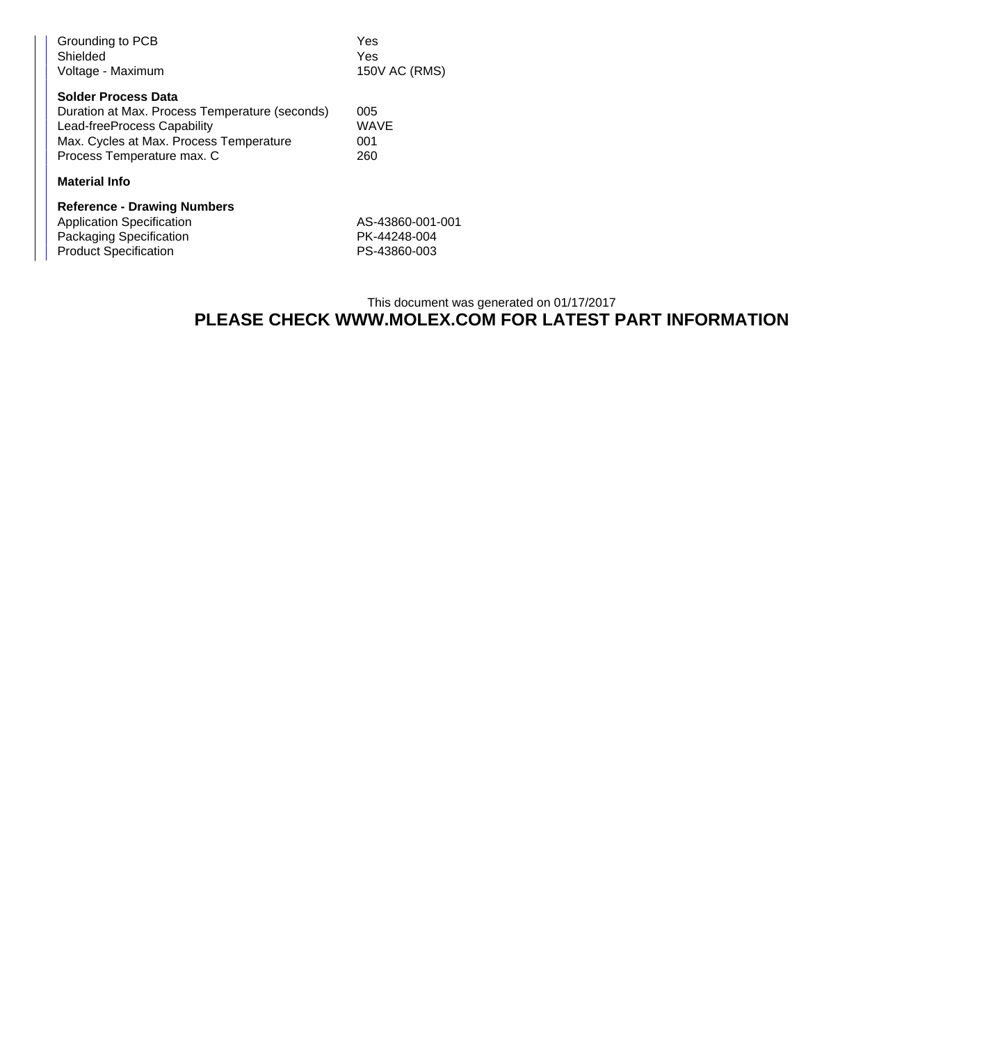| | |
|---|---|
| Grounding to PCB | Yes |
| Shielded | Yes |
| Voltage - Maximum | 150V AC (RMS) |

**Solder Process Data**

| | |
|---|---|
| Duration at Max. Process Temperature (seconds) | 005 |
| Lead-freeProcess Capability | WAVE |
| Max. Cycles at Max. Process Temperature | 001 |
| Process Temperature max. C | 260 |

**Material Info**

**Reference - Drawing Numbers**

| | |
|---|---|
| Application Specification | AS-43860-001-001 |
| Packaging Specification | PK-44248-004 |
| Product Specification | PS-43860-003 |

This document was generated on 01/17/2017

**PLEASE CHECK WWW.MOLEX.COM FOR LATEST PART INFORMATION**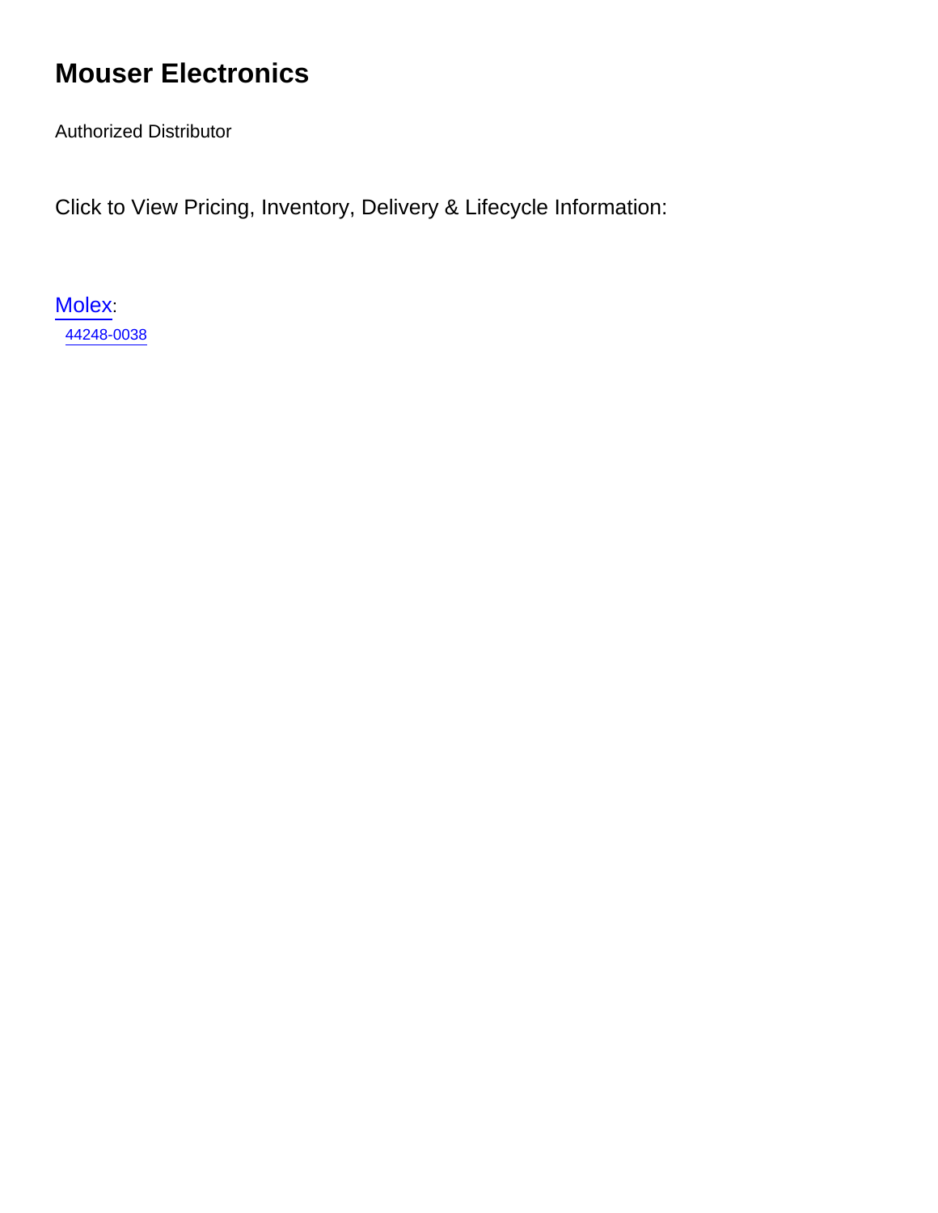# Mouser Electronics

Authorized Distributor

Click to View Pricing, Inventory, Delivery & Lifecycle Information:

Molex:

44248-0038